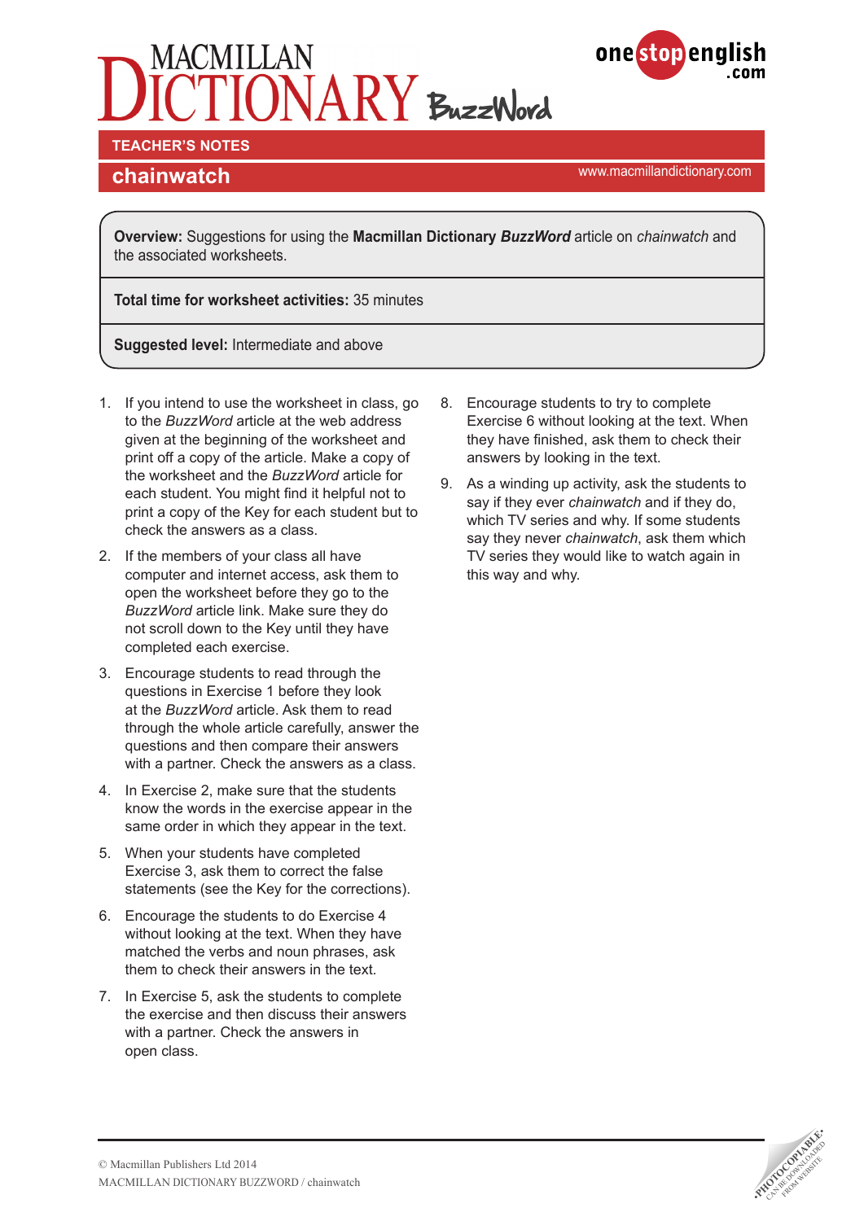# MACMILLAN DICTIONARY BuzzWord

onestopenglish.com

**TEACHER'S NOTES**

## chainwatch

www.macmillandictionary.com

**Overview:** Suggestions for using the **Macmillan Dictionary *BuzzWord*** article on *chainwatch* and the associated worksheets.

**Total time for worksheet activities:** 35 minutes

**Suggested level:** Intermediate and above

1. If you intend to use the worksheet in class, go to the *BuzzWord* article at the web address given at the beginning of the worksheet and print off a copy of the article. Make a copy of the worksheet and the *BuzzWord* article for each student. You might find it helpful not to print a copy of the Key for each student but to check the answers as a class.
2. If the members of your class all have computer and internet access, ask them to open the worksheet before they go to the *BuzzWord* article link. Make sure they do not scroll down to the Key until they have completed each exercise.
3. Encourage students to read through the questions in Exercise 1 before they look at the *BuzzWord* article. Ask them to read through the whole article carefully, answer the questions and then compare their answers with a partner. Check the answers as a class.
4. In Exercise 2, make sure that the students know the words in the exercise appear in the same order in which they appear in the text.
5. When your students have completed Exercise 3, ask them to correct the false statements (see the Key for the corrections).
6. Encourage the students to do Exercise 4 without looking at the text. When they have matched the verbs and noun phrases, ask them to check their answers in the text.
7. In Exercise 5, ask the students to complete the exercise and then discuss their answers with a partner. Check the answers in open class.
8. Encourage students to try to complete Exercise 6 without looking at the text. When they have finished, ask them to check their answers by looking in the text.
9. As a winding up activity, ask the students to say if they ever *chainwatch* and if they do, which TV series and why. If some students say they never *chainwatch*, ask them which TV series they would like to watch again in this way and why.

© Macmillan Publishers Ltd 2014
MACMILLAN DICTIONARY BUZZWORD / chainwatch

PHOTOCOPIABLE. CAN BE DOWNLOADED FROM WEBSITE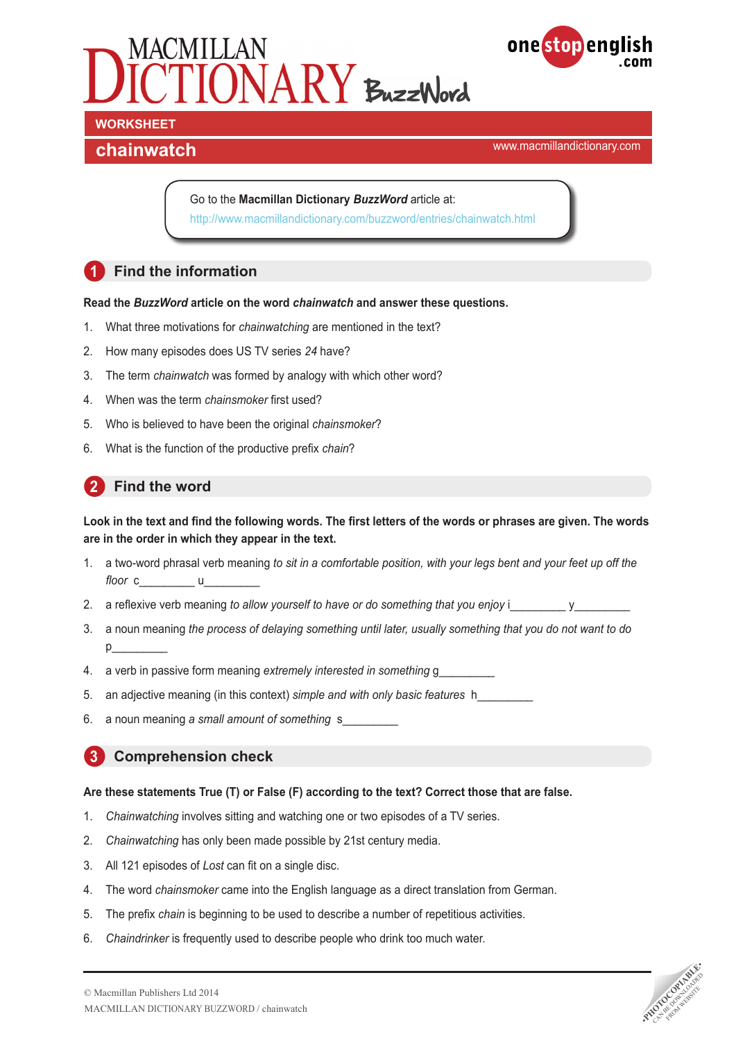# MACMILLAN DICTIONARY BuzzWord

**WORKSHEET**

## chainwatch

www.macmillandictionary.com

Go to the **Macmillan Dictionary *BuzzWord*** article at:
http://www.macmillandictionary.com/buzzword/entries/chainwatch.html

## 1 Find the information

**Read the *BuzzWord* article on the word *chainwatch* and answer these questions.**

1. What three motivations for *chainwatching* are mentioned in the text?
2. How many episodes does US TV series *24* have?
3. The term *chainwatch* was formed by analogy with which other word?
4. When was the term *chainsmoker* first used?
5. Who is believed to have been the original *chainsmoker*?
6. What is the function of the productive prefix *chain*?

## 2 Find the word

**Look in the text and find the following words. The first letters of the words or phrases are given. The words are in the order in which they appear in the text.**

1. a two-word phrasal verb meaning *to sit in a comfortable position, with your legs bent and your feet up off the floor* c_________ u_________
2. a reflexive verb meaning *to allow yourself to have or do something that you enjoy* i_________ y_________
3. a noun meaning *the process of delaying something until later, usually something that you do not want to do* p_________
4. a verb in passive form meaning *extremely interested in something* g_________
5. an adjective meaning (in this context) *simple and with only basic features* h_________
6. a noun meaning *a small amount of something* s_________

## 3 Comprehension check

**Are these statements True (T) or False (F) according to the text? Correct those that are false.**

1. *Chainwatching* involves sitting and watching one or two episodes of a TV series.
2. *Chainwatching* has only been made possible by 21st century media.
3. All 121 episodes of *Lost* can fit on a single disc.
4. The word *chainsmoker* came into the English language as a direct translation from German.
5. The prefix *chain* is beginning to be used to describe a number of repetitious activities.
6. *Chaindrinker* is frequently used to describe people who drink too much water.

© Macmillan Publishers Ltd 2014
MACMILLAN DICTIONARY BUZZWORD / chainwatch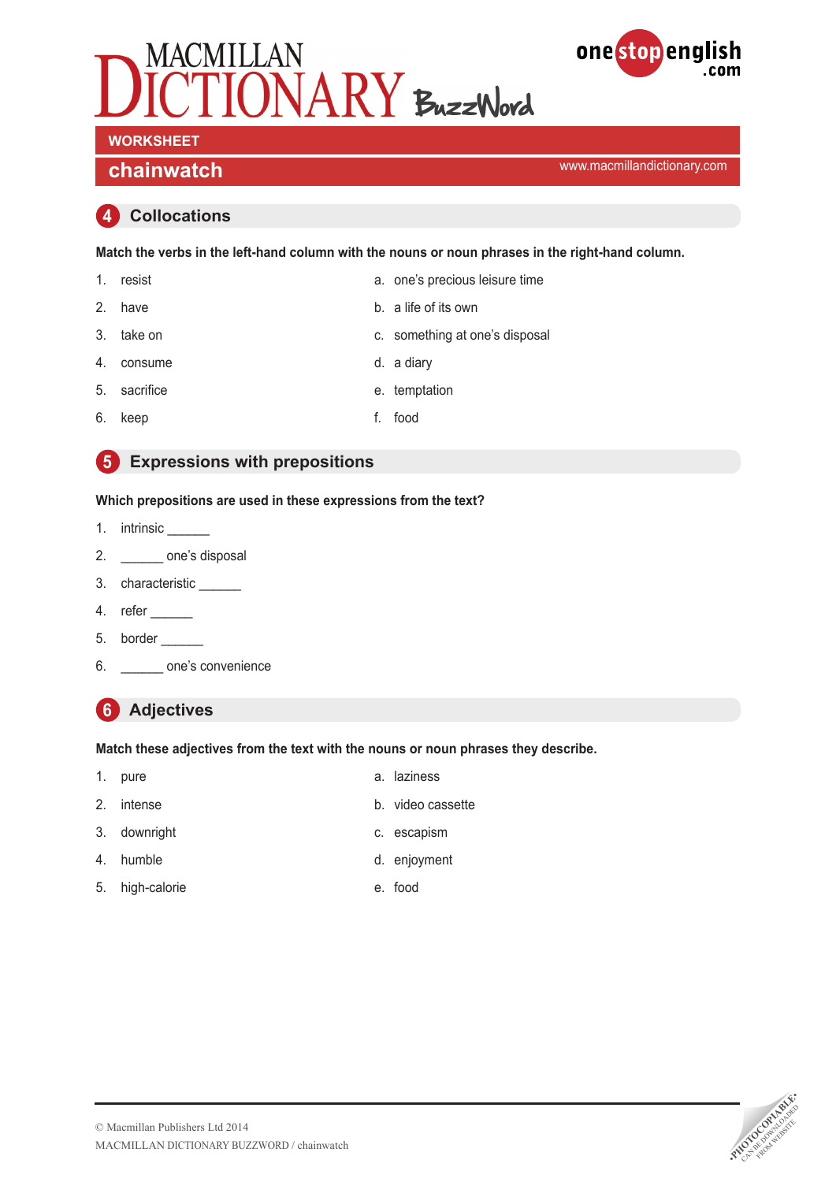# MACMILLAN DICTIONARY BuzzWord

## WORKSHEET

## chainwatch

www.macmillandictionary.com

## 4 Collocations

**Match the verbs in the left-hand column with the nouns or noun phrases in the right-hand column.**

1. resist
2. have
3. take on
4. consume
5. sacrifice
6. keep

a. one's precious leisure time
b. a life of its own
c. something at one's disposal
d. a diary
e. temptation
f. food

## 5 Expressions with prepositions

**Which prepositions are used in these expressions from the text?**

1. intrinsic ______
2. ______ one's disposal
3. characteristic ______
4. refer ______
5. border ______
6. ______ one's convenience

## 6 Adjectives

**Match these adjectives from the text with the nouns or noun phrases they describe.**

1. pure
2. intense
3. downright
4. humble
5. high-calorie

a. laziness
b. video cassette
c. escapism
d. enjoyment
e. food

© Macmillan Publishers Ltd 2014
MACMILLAN DICTIONARY BUZZWORD / chainwatch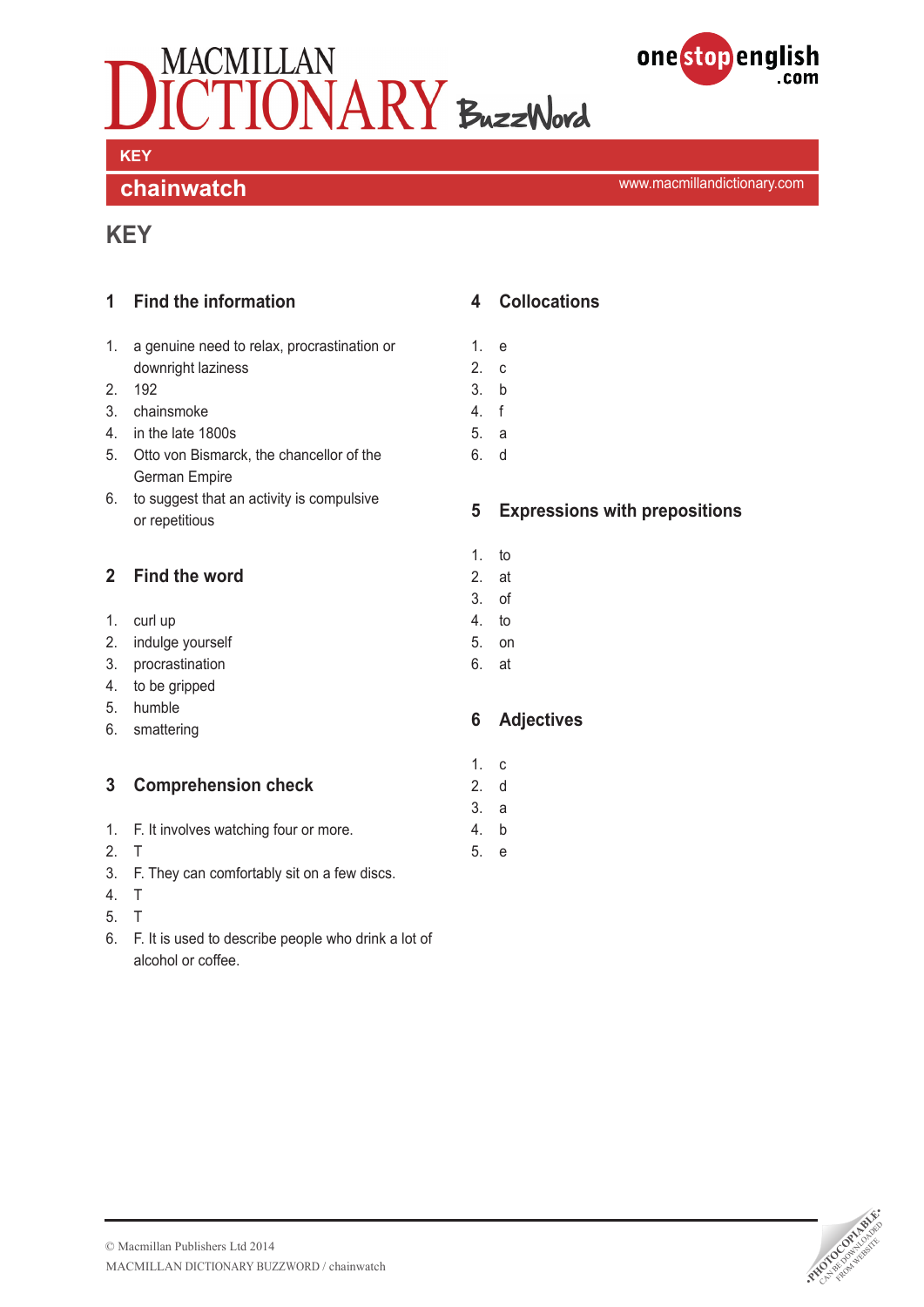# MACMILLAN DICTIONARY BuzzWord

**KEY**

## chainwatch

www.macmillandictionary.com

## KEY

### 1 Find the information

1. a genuine need to relax, procrastination or downright laziness
2. 192
3. chainsmoke
4. in the late 1800s
5. Otto von Bismarck, the chancellor of the German Empire
6. to suggest that an activity is compulsive or repetitious

### 2 Find the word

1. curl up
2. indulge yourself
3. procrastination
4. to be gripped
5. humble
6. smattering

### 3 Comprehension check

1. F. It involves watching four or more.
2. T
3. F. They can comfortably sit on a few discs.
4. T
5. T
6. F. It is used to describe people who drink a lot of alcohol or coffee.

### 4 Collocations

1. e
2. c
3. b
4. f
5. a
6. d

### 5 Expressions with prepositions

1. to
2. at
3. of
4. to
5. on
6. at

### 6 Adjectives

1. c
2. d
3. a
4. b
5. e

© Macmillan Publishers Ltd 2014
MACMILLAN DICTIONARY BUZZWORD / chainwatch